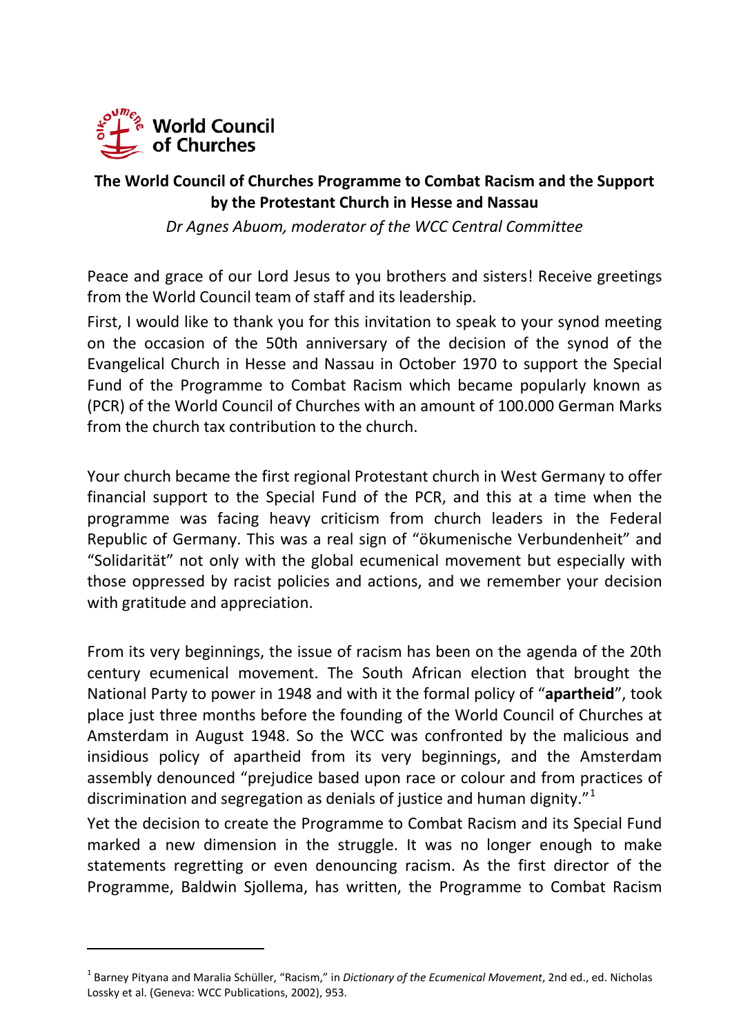**World Council of Churches**

# The World Council of Churches Programme to Combat Racism and the Support by the Protestant Church in Hesse and Nassau

*Dr Agnes Abuom, moderator of the WCC Central Committee*

Peace and grace of our Lord Jesus to you brothers and sisters! Receive greetings from the World Council team of staff and its leadership.

First, I would like to thank you for this invitation to speak to your synod meeting on the occasion of the 50th anniversary of the decision of the synod of the Evangelical Church in Hesse and Nassau in October 1970 to support the Special Fund of the Programme to Combat Racism which became popularly known as (PCR) of the World Council of Churches with an amount of 100.000 German Marks from the church tax contribution to the church.

Your church became the first regional Protestant church in West Germany to offer financial support to the Special Fund of the PCR, and this at a time when the programme was facing heavy criticism from church leaders in the Federal Republic of Germany. This was a real sign of "ökumenische Verbundenheit" and "Solidarität" not only with the global ecumenical movement but especially with those oppressed by racist policies and actions, and we remember your decision with gratitude and appreciation.

From its very beginnings, the issue of racism has been on the agenda of the 20th century ecumenical movement. The South African election that brought the National Party to power in 1948 and with it the formal policy of "**apartheid**", took place just three months before the founding of the World Council of Churches at Amsterdam in August 1948. So the WCC was confronted by the malicious and insidious policy of apartheid from its very beginnings, and the Amsterdam assembly denounced "prejudice based upon race or colour and from practices of discrimination and segregation as denials of justice and human dignity."[1]

Yet the decision to create the Programme to Combat Racism and its Special Fund marked a new dimension in the struggle. It was no longer enough to make statements regretting or even denouncing racism. As the first director of the Programme, Baldwin Sjollema, has written, the Programme to Combat Racism

---

[1] Barney Pityana and Maralia Schüller, "Racism," in *Dictionary of the Ecumenical Movement*, 2nd ed., ed. Nicholas Lossky et al. (Geneva: WCC Publications, 2002), 953.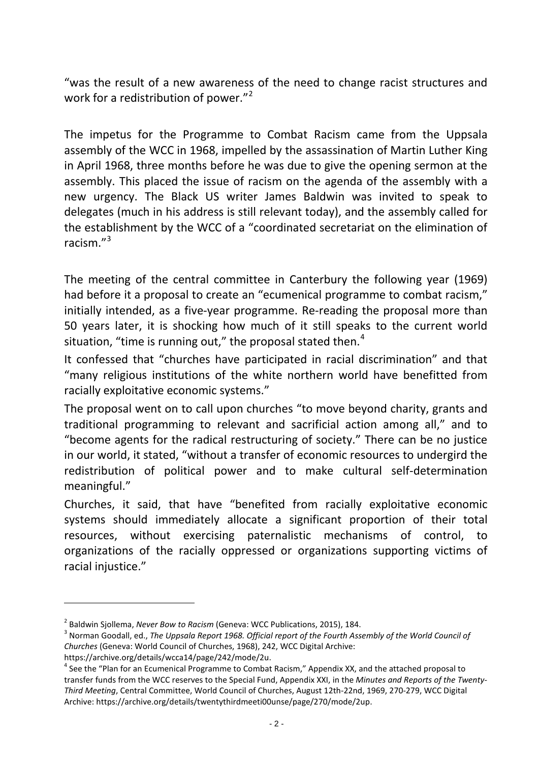"was the result of a new awareness of the need to change racist structures and work for a redistribution of power."[2]

The impetus for the Programme to Combat Racism came from the Uppsala assembly of the WCC in 1968, impelled by the assassination of Martin Luther King in April 1968, three months before he was due to give the opening sermon at the assembly. This placed the issue of racism on the agenda of the assembly with a new urgency. The Black US writer James Baldwin was invited to speak to delegates (much in his address is still relevant today), and the assembly called for the establishment by the WCC of a "coordinated secretariat on the elimination of racism."[3]

The meeting of the central committee in Canterbury the following year (1969) had before it a proposal to create an "ecumenical programme to combat racism," initially intended, as a five-year programme. Re-reading the proposal more than 50 years later, it is shocking how much of it still speaks to the current world situation, "time is running out," the proposal stated then.[4]

It confessed that "churches have participated in racial discrimination" and that "many religious institutions of the white northern world have benefitted from racially exploitative economic systems."

The proposal went on to call upon churches "to move beyond charity, grants and traditional programming to relevant and sacrificial action among all," and to "become agents for the radical restructuring of society." There can be no justice in our world, it stated, "without a transfer of economic resources to undergird the redistribution of political power and to make cultural self-determination meaningful."

Churches, it said, that have "benefited from racially exploitative economic systems should immediately allocate a significant proportion of their total resources, without exercising paternalistic mechanisms of control, to organizations of the racially oppressed or organizations supporting victims of racial injustice."

---

[2] Baldwin Sjollema, *Never Bow to Racism* (Geneva: WCC Publications, 2015), 184.

[3] Norman Goodall, ed., *The Uppsala Report 1968. Official report of the Fourth Assembly of the World Council of Churches* (Geneva: World Council of Churches, 1968), 242, WCC Digital Archive: https://archive.org/details/wcca14/page/242/mode/2u.

[4] See the "Plan for an Ecumenical Programme to Combat Racism," Appendix XX, and the attached proposal to transfer funds from the WCC reserves to the Special Fund, Appendix XXI, in the *Minutes and Reports of the Twenty-Third Meeting*, Central Committee, World Council of Churches, August 12th-22nd, 1969, 270-279, WCC Digital Archive: https://archive.org/details/twentythirdmeeti00unse/page/270/mode/2up.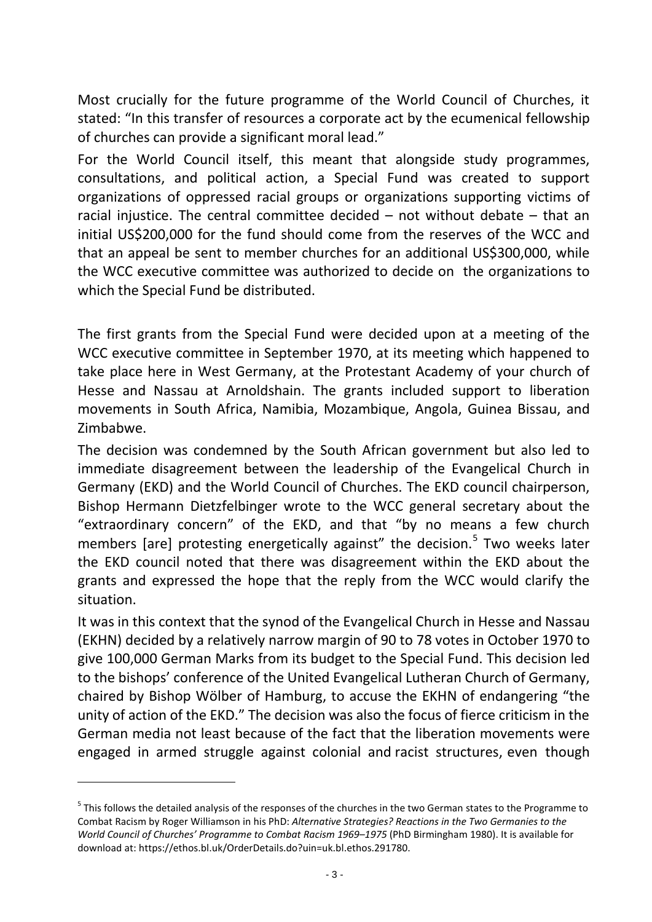Most crucially for the future programme of the World Council of Churches, it stated: "In this transfer of resources a corporate act by the ecumenical fellowship of churches can provide a significant moral lead."

For the World Council itself, this meant that alongside study programmes, consultations, and political action, a Special Fund was created to support organizations of oppressed racial groups or organizations supporting victims of racial injustice. The central committee decided – not without debate – that an initial US$200,000 for the fund should come from the reserves of the WCC and that an appeal be sent to member churches for an additional US$300,000, while the WCC executive committee was authorized to decide on the organizations to which the Special Fund be distributed.

The first grants from the Special Fund were decided upon at a meeting of the WCC executive committee in September 1970, at its meeting which happened to take place here in West Germany, at the Protestant Academy of your church of Hesse and Nassau at Arnoldshain. The grants included support to liberation movements in South Africa, Namibia, Mozambique, Angola, Guinea Bissau, and Zimbabwe.

The decision was condemned by the South African government but also led to immediate disagreement between the leadership of the Evangelical Church in Germany (EKD) and the World Council of Churches. The EKD council chairperson, Bishop Hermann Dietzfelbinger wrote to the WCC general secretary about the "extraordinary concern" of the EKD, and that "by no means a few church members [are] protesting energetically against" the decision.[5] Two weeks later the EKD council noted that there was disagreement within the EKD about the grants and expressed the hope that the reply from the WCC would clarify the situation.

It was in this context that the synod of the Evangelical Church in Hesse and Nassau (EKHN) decided by a relatively narrow margin of 90 to 78 votes in October 1970 to give 100,000 German Marks from its budget to the Special Fund. This decision led to the bishops' conference of the United Evangelical Lutheran Church of Germany, chaired by Bishop Wölber of Hamburg, to accuse the EKHN of endangering "the unity of action of the EKD." The decision was also the focus of fierce criticism in the German media not least because of the fact that the liberation movements were engaged in armed struggle against colonial and racist structures, even though

[5] This follows the detailed analysis of the responses of the churches in the two German states to the Programme to Combat Racism by Roger Williamson in his PhD: *Alternative Strategies? Reactions in the Two Germanies to the World Council of Churches' Programme to Combat Racism 1969–1975* (PhD Birmingham 1980). It is available for download at: https://ethos.bl.uk/OrderDetails.do?uin=uk.bl.ethos.291780.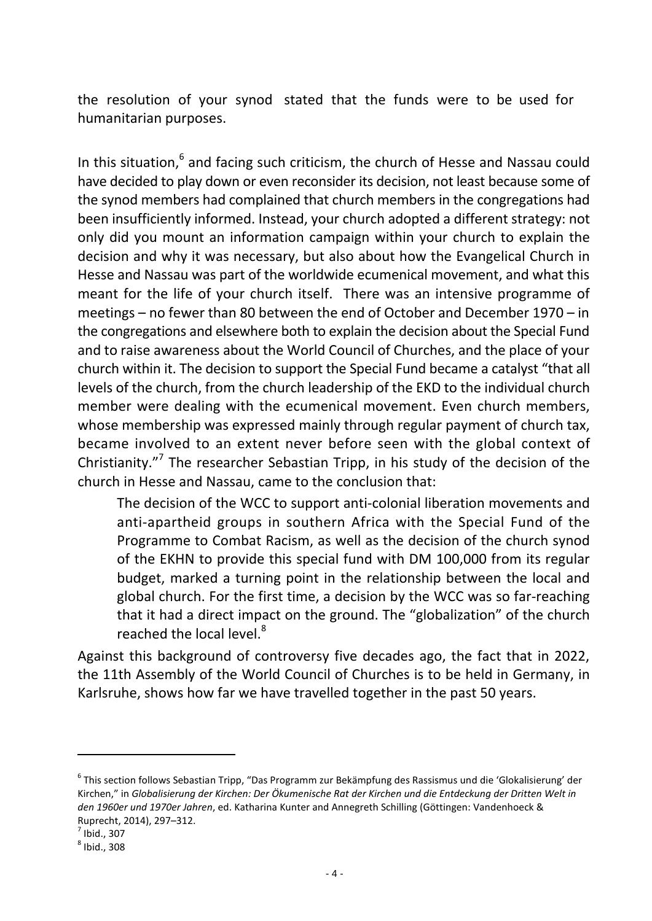the resolution of your synod stated that the funds were to be used for humanitarian purposes.

In this situation,[6] and facing such criticism, the church of Hesse and Nassau could have decided to play down or even reconsider its decision, not least because some of the synod members had complained that church members in the congregations had been insufficiently informed. Instead, your church adopted a different strategy: not only did you mount an information campaign within your church to explain the decision and why it was necessary, but also about how the Evangelical Church in Hesse and Nassau was part of the worldwide ecumenical movement, and what this meant for the life of your church itself. There was an intensive programme of meetings – no fewer than 80 between the end of October and December 1970 – in the congregations and elsewhere both to explain the decision about the Special Fund and to raise awareness about the World Council of Churches, and the place of your church within it. The decision to support the Special Fund became a catalyst "that all levels of the church, from the church leadership of the EKD to the individual church member were dealing with the ecumenical movement. Even church members, whose membership was expressed mainly through regular payment of church tax, became involved to an extent never before seen with the global context of Christianity."[7] The researcher Sebastian Tripp, in his study of the decision of the church in Hesse and Nassau, came to the conclusion that:

> The decision of the WCC to support anti-colonial liberation movements and anti-apartheid groups in southern Africa with the Special Fund of the Programme to Combat Racism, as well as the decision of the church synod of the EKHN to provide this special fund with DM 100,000 from its regular budget, marked a turning point in the relationship between the local and global church. For the first time, a decision by the WCC was so far-reaching that it had a direct impact on the ground. The "globalization" of the church reached the local level.[8]

Against this background of controversy five decades ago, the fact that in 2022, the 11th Assembly of the World Council of Churches is to be held in Germany, in Karlsruhe, shows how far we have travelled together in the past 50 years.

---

[6] This section follows Sebastian Tripp, "Das Programm zur Bekämpfung des Rassismus und die 'Glokalisierung' der Kirchen," in *Globalisierung der Kirchen: Der Ökumenische Rat der Kirchen und die Entdeckung der Dritten Welt in den 1960er und 1970er Jahren*, ed. Katharina Kunter and Annegreth Schilling (Göttingen: Vandenhoeck & Ruprecht, 2014), 297–312.

[7] Ibid., 307

[8] Ibid., 308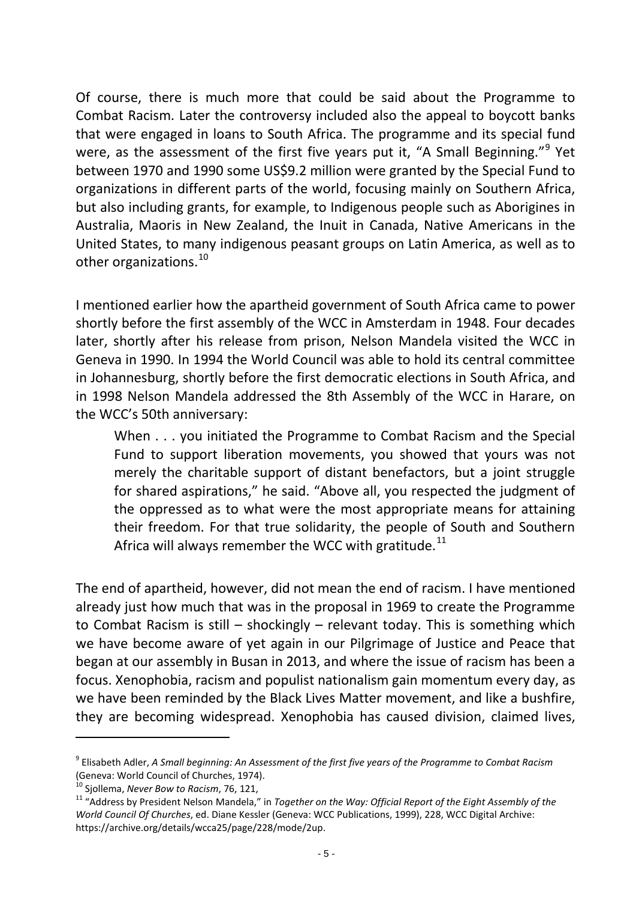Of course, there is much more that could be said about the Programme to Combat Racism. Later the controversy included also the appeal to boycott banks that were engaged in loans to South Africa. The programme and its special fund were, as the assessment of the first five years put it, "A Small Beginning."[9] Yet between 1970 and 1990 some US$9.2 million were granted by the Special Fund to organizations in different parts of the world, focusing mainly on Southern Africa, but also including grants, for example, to Indigenous people such as Aborigines in Australia, Maoris in New Zealand, the Inuit in Canada, Native Americans in the United States, to many indigenous peasant groups on Latin America, as well as to other organizations.[10]

I mentioned earlier how the apartheid government of South Africa came to power shortly before the first assembly of the WCC in Amsterdam in 1948. Four decades later, shortly after his release from prison, Nelson Mandela visited the WCC in Geneva in 1990. In 1994 the World Council was able to hold its central committee in Johannesburg, shortly before the first democratic elections in South Africa, and in 1998 Nelson Mandela addressed the 8th Assembly of the WCC in Harare, on the WCC's 50th anniversary:

> When . . . you initiated the Programme to Combat Racism and the Special Fund to support liberation movements, you showed that yours was not merely the charitable support of distant benefactors, but a joint struggle for shared aspirations," he said. "Above all, you respected the judgment of the oppressed as to what were the most appropriate means for attaining their freedom. For that true solidarity, the people of South and Southern Africa will always remember the WCC with gratitude.[11]

The end of apartheid, however, did not mean the end of racism. I have mentioned already just how much that was in the proposal in 1969 to create the Programme to Combat Racism is still – shockingly – relevant today. This is something which we have become aware of yet again in our Pilgrimage of Justice and Peace that began at our assembly in Busan in 2013, and where the issue of racism has been a focus. Xenophobia, racism and populist nationalism gain momentum every day, as we have been reminded by the Black Lives Matter movement, and like a bushfire, they are becoming widespread. Xenophobia has caused division, claimed lives,

---

[9] Elisabeth Adler, *A Small beginning: An Assessment of the first five years of the Programme to Combat Racism* (Geneva: World Council of Churches, 1974).

[10] Sjollema, *Never Bow to Racism*, 76, 121,

[11] "Address by President Nelson Mandela," in *Together on the Way: Official Report of the Eight Assembly of the World Council Of Churches*, ed. Diane Kessler (Geneva: WCC Publications, 1999), 228, WCC Digital Archive: https://archive.org/details/wcca25/page/228/mode/2up.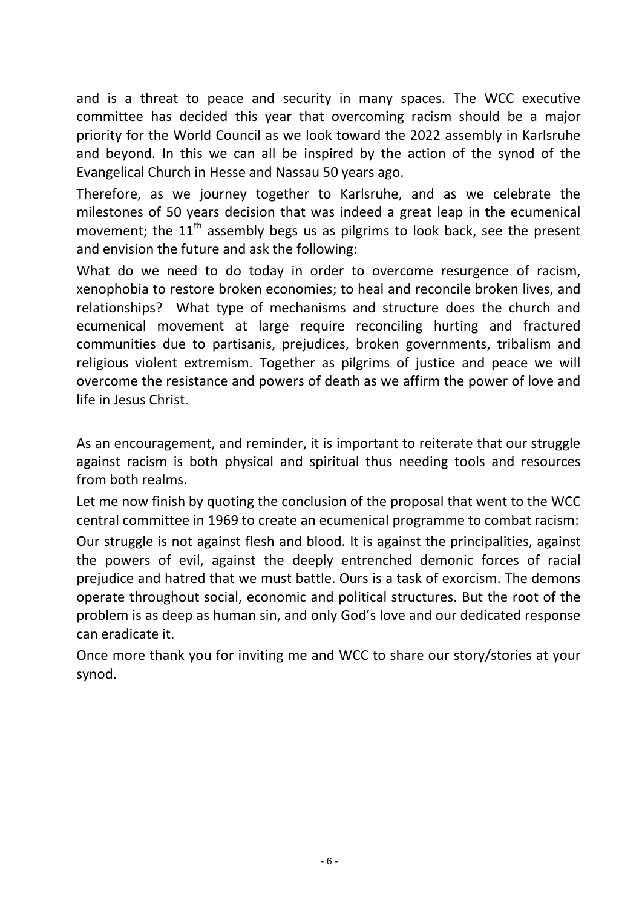and is a threat to peace and security in many spaces. The WCC executive committee has decided this year that overcoming racism should be a major priority for the World Council as we look toward the 2022 assembly in Karlsruhe and beyond. In this we can all be inspired by the action of the synod of the Evangelical Church in Hesse and Nassau 50 years ago.

Therefore, as we journey together to Karlsruhe, and as we celebrate the milestones of 50 years decision that was indeed a great leap in the ecumenical movement; the 11th assembly begs us as pilgrims to look back, see the present and envision the future and ask the following:

What do we need to do today in order to overcome resurgence of racism, xenophobia to restore broken economies; to heal and reconcile broken lives, and relationships? What type of mechanisms and structure does the church and ecumenical movement at large require reconciling hurting and fractured communities due to partisanis, prejudices, broken governments, tribalism and religious violent extremism. Together as pilgrims of justice and peace we will overcome the resistance and powers of death as we affirm the power of love and life in Jesus Christ.

As an encouragement, and reminder, it is important to reiterate that our struggle against racism is both physical and spiritual thus needing tools and resources from both realms.

Let me now finish by quoting the conclusion of the proposal that went to the WCC central committee in 1969 to create an ecumenical programme to combat racism:

Our struggle is not against flesh and blood. It is against the principalities, against the powers of evil, against the deeply entrenched demonic forces of racial prejudice and hatred that we must battle. Ours is a task of exorcism. The demons operate throughout social, economic and political structures. But the root of the problem is as deep as human sin, and only God's love and our dedicated response can eradicate it.

Once more thank you for inviting me and WCC to share our story/stories at your synod.